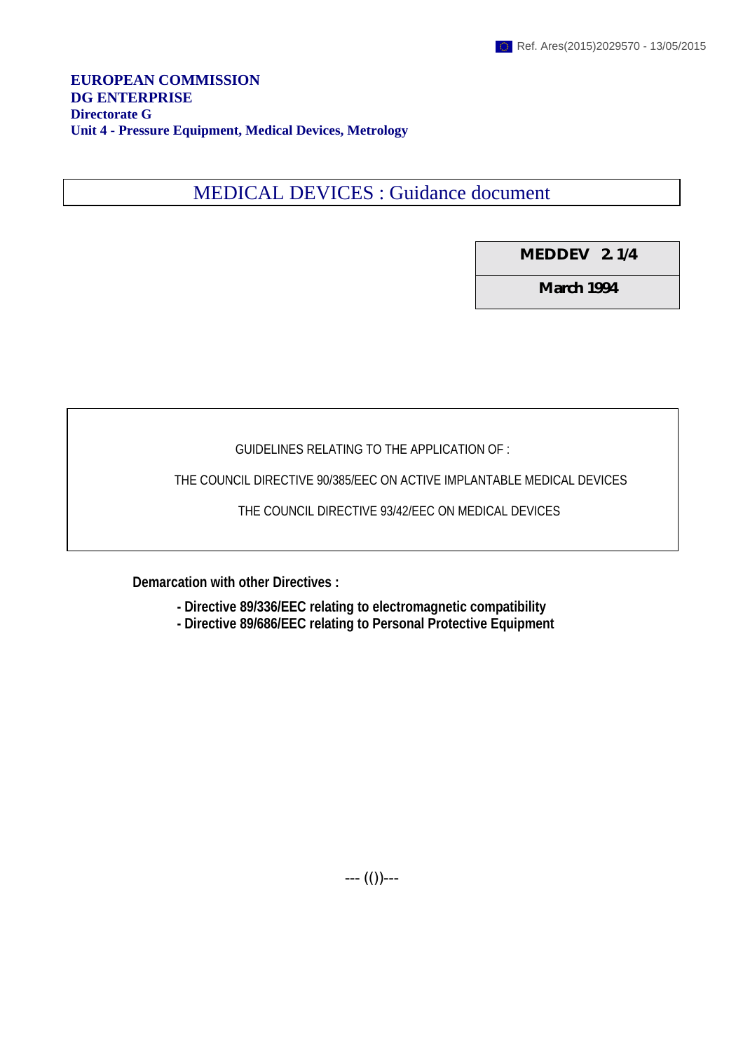Ref. Ares(2015)2029570 - 13/05/2015

**EUROPEAN COMMISSION**
**DG ENTERPRISE**
**Directorate G**
**Unit 4 - Pressure Equipment, Medical Devices, Metrology**

# MEDICAL DEVICES : Guidance document

| MEDDEV 2.1/4 |
| --- |
| March 1994 |

GUIDELINES RELATING TO THE APPLICATION OF :

THE COUNCIL DIRECTIVE 90/385/EEC ON ACTIVE IMPLANTABLE MEDICAL DEVICES

THE COUNCIL DIRECTIVE 93/42/EEC ON MEDICAL DEVICES

**Demarcation with other Directives :**

- **Directive 89/336/EEC relating to electromagnetic compatibility**
- **Directive 89/686/EEC relating to Personal Protective Equipment**

--- (())---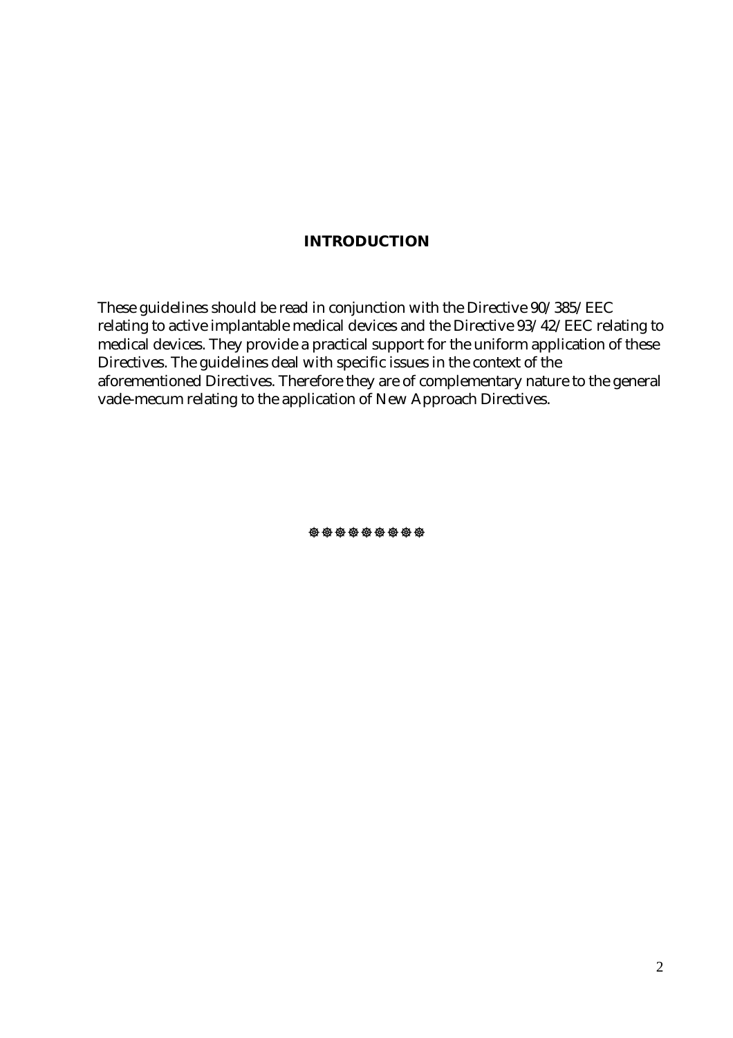# INTRODUCTION

These guidelines should be read in conjunction with the Directive 90/385/EEC relating to active implantable medical devices and the Directive 93/42/EEC relating to medical devices. They provide a practical support for the uniform application of these Directives. The guidelines deal with specific issues in the context of the aforementioned Directives. Therefore they are of complementary nature to the general vade-mecum relating to the application of New Approach Directives.

☸☸☸☸☸☸☸☸☸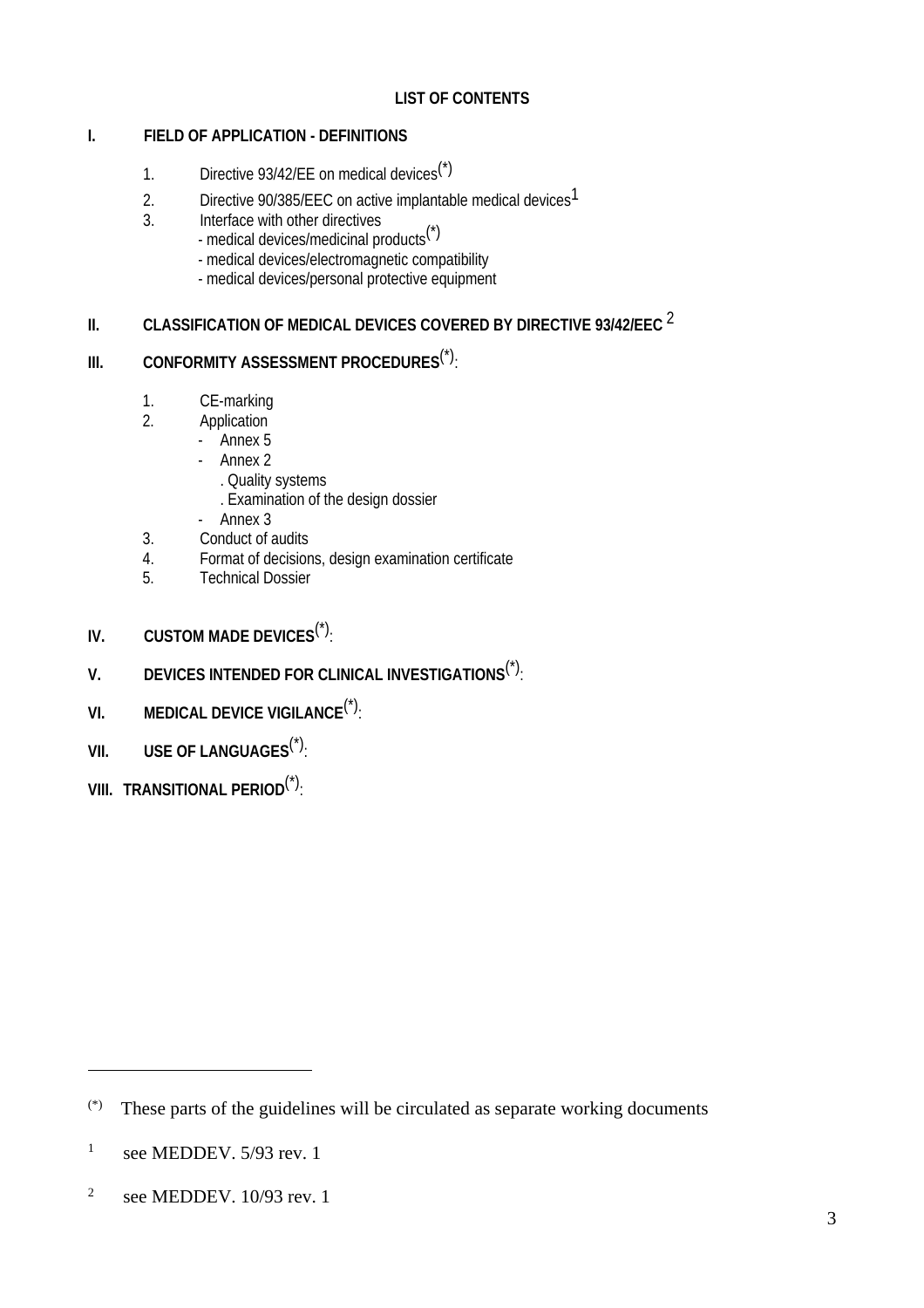## LIST OF CONTENTS

**I. FIELD OF APPLICATION - DEFINITIONS**

1. Directive 93/42/EE on medical devices(*)
2. Directive 90/385/EEC on active implantable medical devices[1]
3. Interface with other directives
   - medical devices/medicinal products(*)
   - medical devices/electromagnetic compatibility
   - medical devices/personal protective equipment

**II. CLASSIFICATION OF MEDICAL DEVICES COVERED BY DIRECTIVE 93/42/EEC [2]**

**III. CONFORMITY ASSESSMENT PROCEDURES(*):**

1. CE-marking
2. Application
   - Annex 5
   - Annex 2
     . Quality systems
     . Examination of the design dossier
   - Annex 3
3. Conduct of audits
4. Format of decisions, design examination certificate
5. Technical Dossier

**IV. CUSTOM MADE DEVICES(*):**

**V. DEVICES INTENDED FOR CLINICAL INVESTIGATIONS(*):**

**VI. MEDICAL DEVICE VIGILANCE(*):**

**VII. USE OF LANGUAGES(*):**

**VIII. TRANSITIONAL PERIOD(*):**

---

(*) These parts of the guidelines will be circulated as separate working documents

[1] see MEDDEV. 5/93 rev. 1

[2] see MEDDEV. 10/93 rev. 1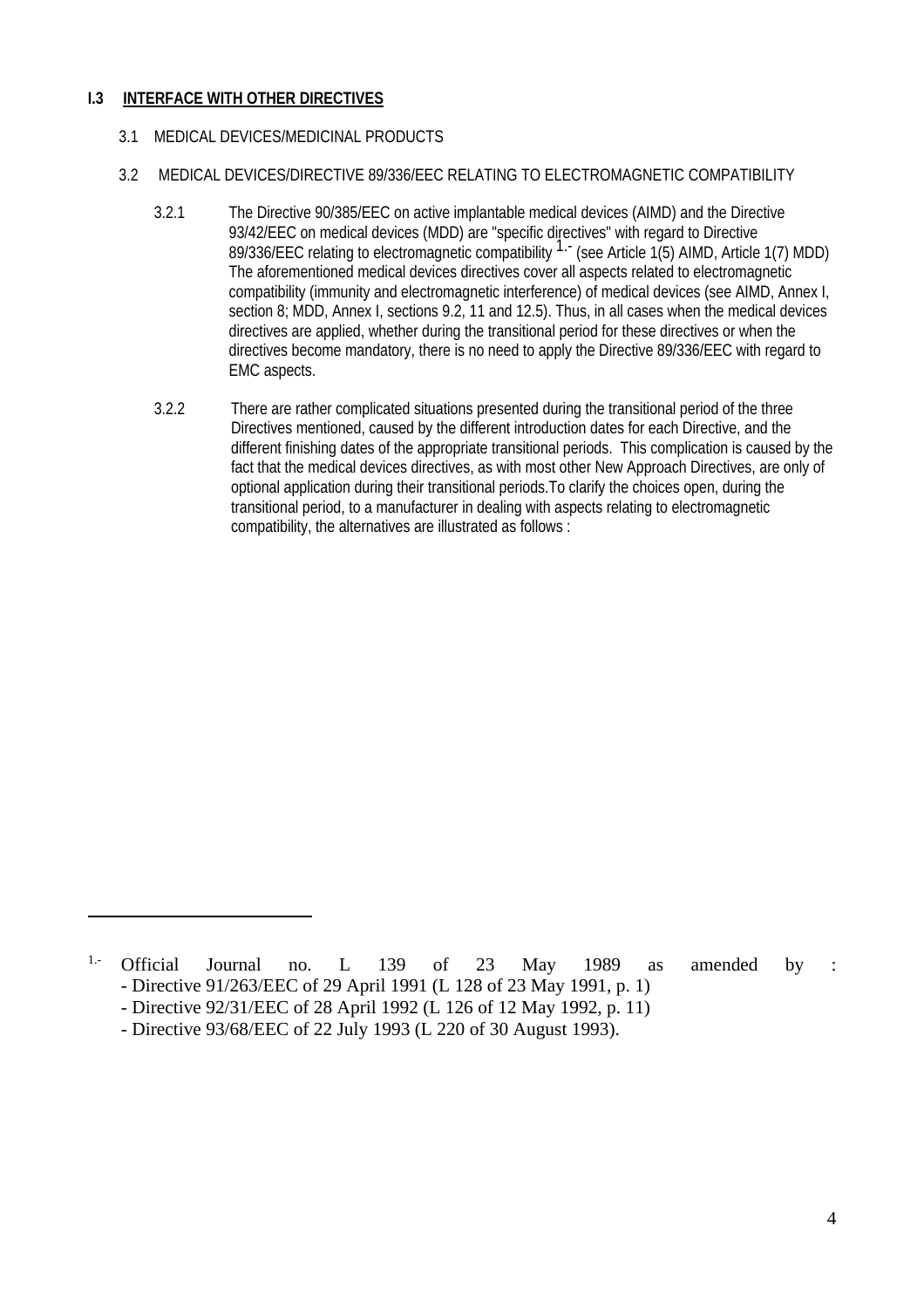## I.3 INTERFACE WITH OTHER DIRECTIVES

3.1 MEDICAL DEVICES/MEDICINAL PRODUCTS

3.2 MEDICAL DEVICES/DIRECTIVE 89/336/EEC RELATING TO ELECTROMAGNETIC COMPATIBILITY

3.2.1 The Directive 90/385/EEC on active implantable medical devices (AIMD) and the Directive 93/42/EEC on medical devices (MDD) are "specific directives" with regard to Directive 89/336/EEC relating to electromagnetic compatibility [1.-] (see Article 1(5) AIMD, Article 1(7) MDD) The aforementioned medical devices directives cover all aspects related to electromagnetic compatibility (immunity and electromagnetic interference) of medical devices (see AIMD, Annex I, section 8; MDD, Annex I, sections 9.2, 11 and 12.5). Thus, in all cases when the medical devices directives are applied, whether during the transitional period for these directives or when the directives become mandatory, there is no need to apply the Directive 89/336/EEC with regard to EMC aspects.

3.2.2 There are rather complicated situations presented during the transitional period of the three Directives mentioned, caused by the different introduction dates for each Directive, and the different finishing dates of the appropriate transitional periods. This complication is caused by the fact that the medical devices directives, as with most other New Approach Directives, are only of optional application during their transitional periods.To clarify the choices open, during the transitional period, to a manufacturer in dealing with aspects relating to electromagnetic compatibility, the alternatives are illustrated as follows :

---

[1.-] Official Journal no. L 139 of 23 May 1989 as amended by :
- Directive 91/263/EEC of 29 April 1991 (L 128 of 23 May 1991, p. 1)
- Directive 92/31/EEC of 28 April 1992 (L 126 of 12 May 1992, p. 11)
- Directive 93/68/EEC of 22 July 1993 (L 220 of 30 August 1993).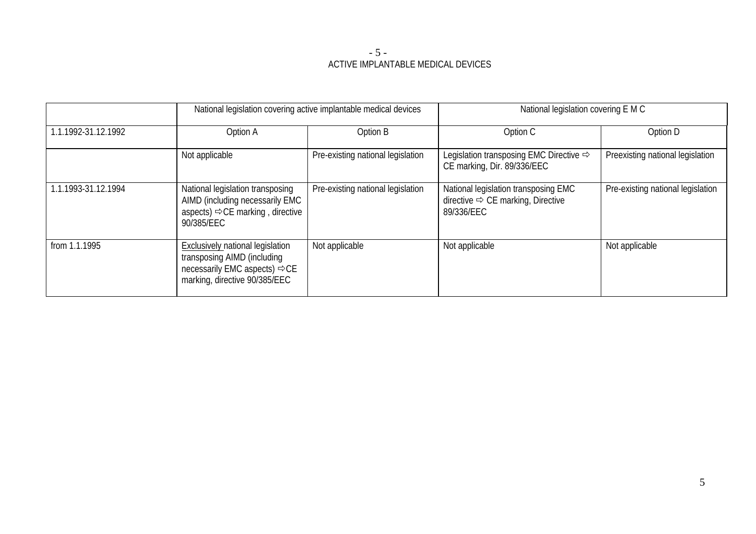ACTIVE IMPLANTABLE MEDICAL DEVICES

| | National legislation covering active implantable medical devices | | National legislation covering E M C | |
|---|---|---|---|---|
| 1.1.1992-31.12.1992 | Option A | Option B | Option C | Option D |
| | Not applicable | Pre-existing national legislation | Legislation transposing EMC Directive ⇨ CE marking, Dir. 89/336/EEC | Preexisting national legislation |
| 1.1.1993-31.12.1994 | National legislation transposing AIMD (including necessarily EMC aspects) ⇨CE marking , directive 90/385/EEC | Pre-existing national legislation | National legislation transposing EMC directive ⇨ CE marking, Directive 89/336/EEC | Pre-existing national legislation |
| from 1.1.1995 | <u>Exclusively</u> national legislation transposing AIMD (including necessarily EMC aspects) ⇨CE marking, directive 90/385/EEC | Not applicable | Not applicable | Not applicable |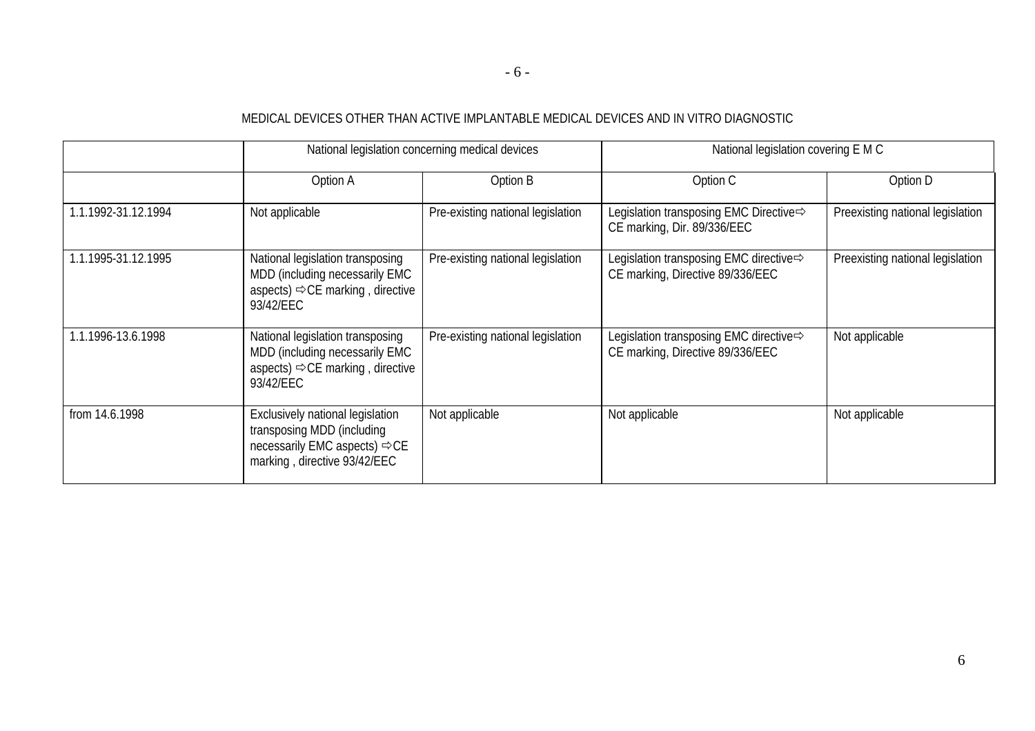MEDICAL DEVICES OTHER THAN ACTIVE IMPLANTABLE MEDICAL DEVICES AND IN VITRO DIAGNOSTIC

| | National legislation concerning medical devices | | National legislation covering E M C | |
|---|---|---|---|---|
| | Option A | Option B | Option C | Option D |
| 1.1.1992-31.12.1994 | Not applicable | Pre-existing national legislation | Legislation transposing EMC Directive⇨ CE marking, Dir. 89/336/EEC | Preexisting national legislation |
| 1.1.1995-31.12.1995 | National legislation transposing MDD (including necessarily EMC aspects) ⇨CE marking , directive 93/42/EEC | Pre-existing national legislation | Legislation transposing EMC directive⇨ CE marking, Directive 89/336/EEC | Preexisting national legislation |
| 1.1.1996-13.6.1998 | National legislation transposing MDD (including necessarily EMC aspects) ⇨CE marking , directive 93/42/EEC | Pre-existing national legislation | Legislation transposing EMC directive⇨ CE marking, Directive 89/336/EEC | Not applicable |
| from 14.6.1998 | Exclusively national legislation transposing MDD (including necessarily EMC aspects) ⇨CE marking , directive 93/42/EEC | Not applicable | Not applicable | Not applicable |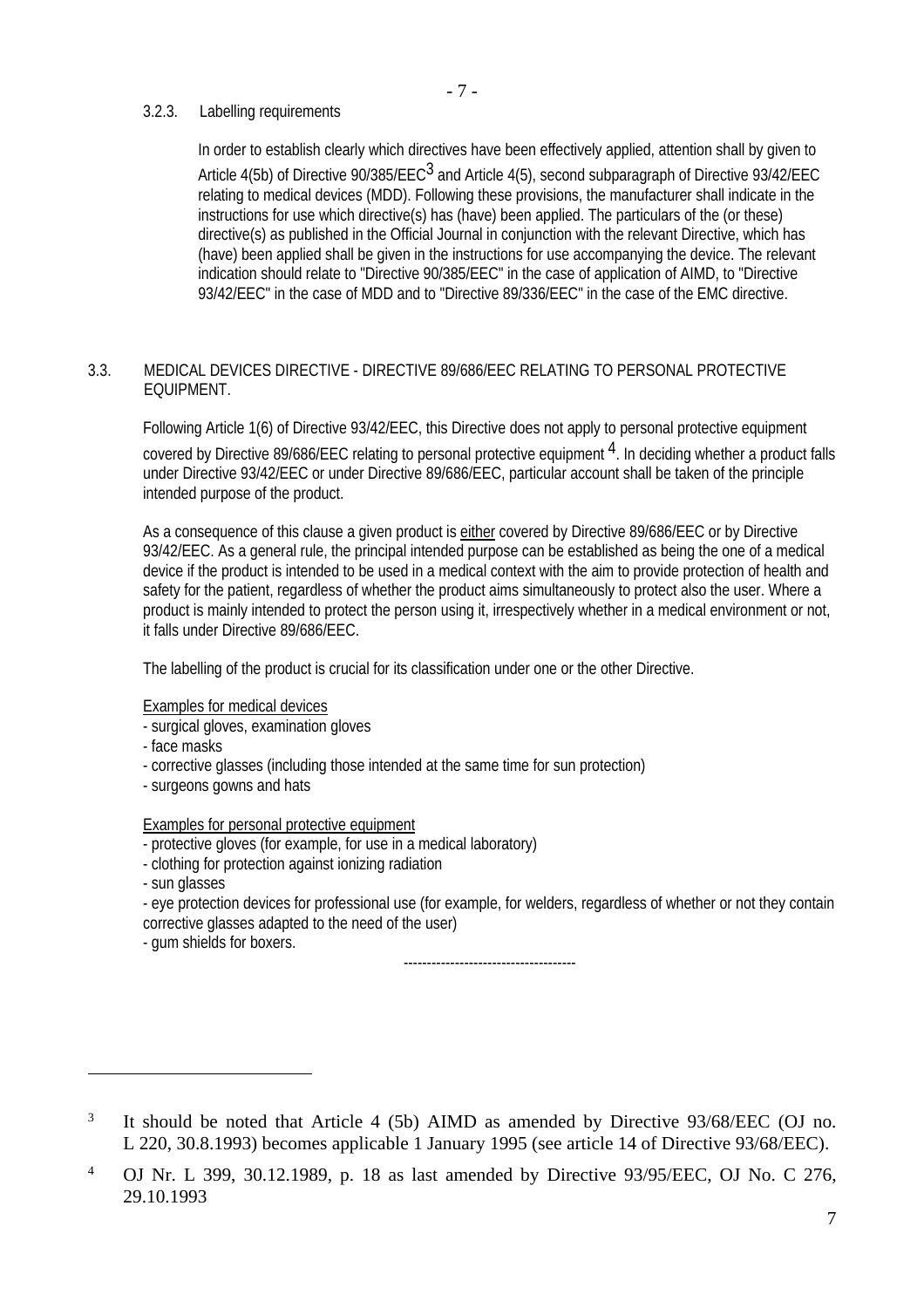### 3.2.3. Labelling requirements

In order to establish clearly which directives have been effectively applied, attention shall by given to Article 4(5b) of Directive 90/385/EEC[3] and Article 4(5), second subparagraph of Directive 93/42/EEC relating to medical devices (MDD). Following these provisions, the manufacturer shall indicate in the instructions for use which directive(s) has (have) been applied. The particulars of the (or these) directive(s) as published in the Official Journal in conjunction with the relevant Directive, which has (have) been applied shall be given in the instructions for use accompanying the device. The relevant indication should relate to "Directive 90/385/EEC" in the case of application of AIMD, to "Directive 93/42/EEC" in the case of MDD and to "Directive 89/336/EEC" in the case of the EMC directive.

## 3.3. MEDICAL DEVICES DIRECTIVE - DIRECTIVE 89/686/EEC RELATING TO PERSONAL PROTECTIVE EQUIPMENT.

Following Article 1(6) of Directive 93/42/EEC, this Directive does not apply to personal protective equipment covered by Directive 89/686/EEC relating to personal protective equipment [4]. In deciding whether a product falls under Directive 93/42/EEC or under Directive 89/686/EEC, particular account shall be taken of the principle intended purpose of the product.

As a consequence of this clause a given product is <u>either</u> covered by Directive 89/686/EEC or by Directive 93/42/EEC. As a general rule, the principal intended purpose can be established as being the one of a medical device if the product is intended to be used in a medical context with the aim to provide protection of health and safety for the patient, regardless of whether the product aims simultaneously to protect also the user. Where a product is mainly intended to protect the person using it, irrespectively whether in a medical environment or not, it falls under Directive 89/686/EEC.

The labelling of the product is crucial for its classification under one or the other Directive.

<u>Examples for medical devices</u>
- surgical gloves, examination gloves
- face masks
- corrective glasses (including those intended at the same time for sun protection)
- surgeons gowns and hats

<u>Examples for personal protective equipment</u>
- protective gloves (for example, for use in a medical laboratory)
- clothing for protection against ionizing radiation
- sun glasses
- eye protection devices for professional use (for example, for welders, regardless of whether or not they contain corrective glasses adapted to the need of the user)
- gum shields for boxers.

-------------------------------------

[3] It should be noted that Article 4 (5b) AIMD as amended by Directive 93/68/EEC (OJ no. L 220, 30.8.1993) becomes applicable 1 January 1995 (see article 14 of Directive 93/68/EEC).

[4] OJ Nr. L 399, 30.12.1989, p. 18 as last amended by Directive 93/95/EEC, OJ No. C 276, 29.10.1993